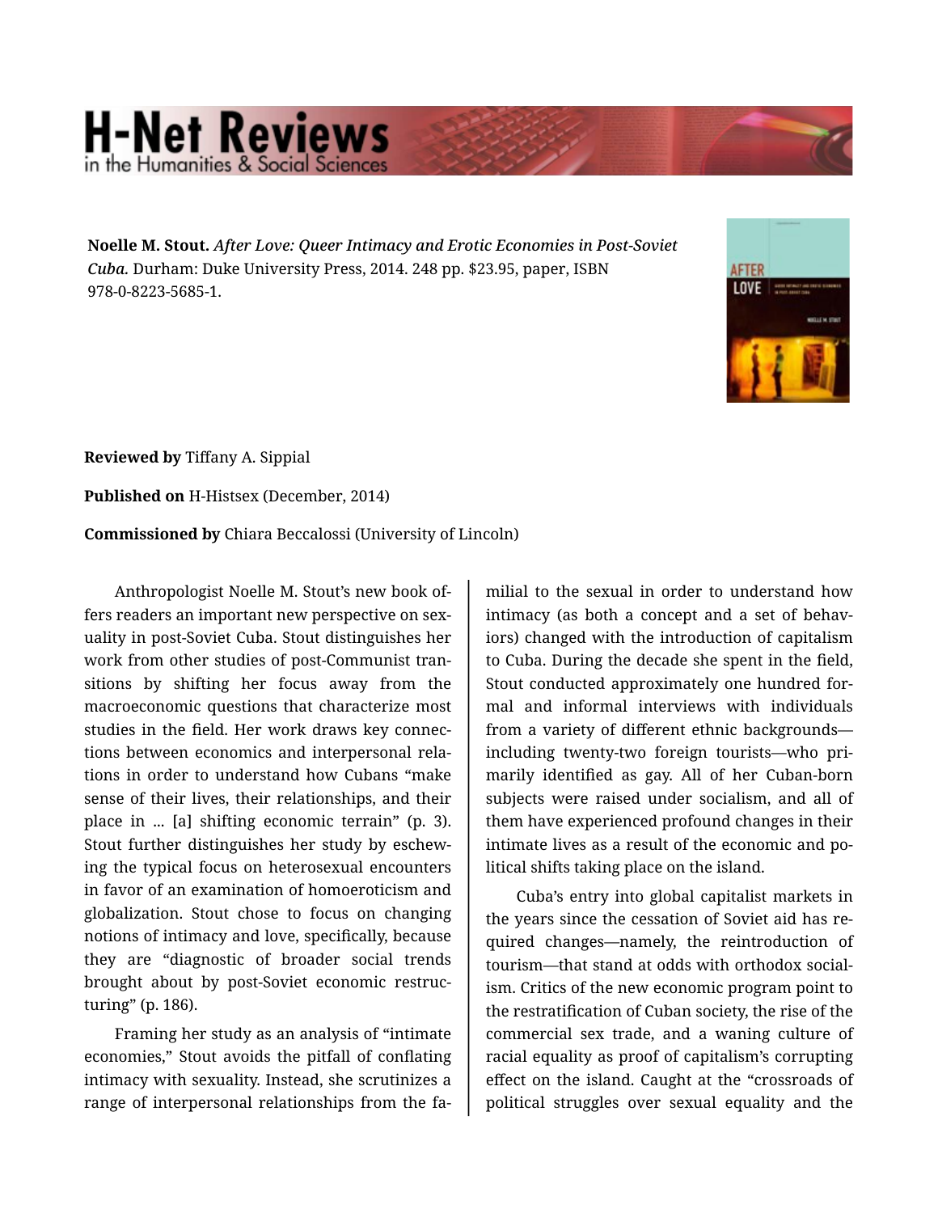**Noelle M. Stout.** *After Love: Queer Intimacy and Erotic Economies in Post-Soviet Cuba.* Durham: Duke University Press, 2014. 248 pp. $23.95, paper, ISBN 978-0-8223-5685-1.

**Reviewed by** Tiffany A. Sippial

**Published on** H-Histsex (December, 2014)

**Commissioned by** Chiara Beccalossi (University of Lincoln)

Anthropologist Noelle M. Stout's new book offers readers an important new perspective on sexuality in post-Soviet Cuba. Stout distinguishes her work from other studies of post-Communist transitions by shifting her focus away from the macroeconomic questions that characterize most studies in the field. Her work draws key connections between economics and interpersonal relations in order to understand how Cubans "make sense of their lives, their relationships, and their place in ... [a] shifting economic terrain" (p. 3). Stout further distinguishes her study by eschewing the typical focus on heterosexual encounters in favor of an examination of homoeroticism and globalization. Stout chose to focus on changing notions of intimacy and love, specifically, because they are "diagnostic of broader social trends brought about by post-Soviet economic restructuring" (p. 186).

Framing her study as an analysis of "intimate economies," Stout avoids the pitfall of conflating intimacy with sexuality. Instead, she scrutinizes a range of interpersonal relationships from the familial to the sexual in order to understand how intimacy (as both a concept and a set of behaviors) changed with the introduction of capitalism to Cuba. During the decade she spent in the field, Stout conducted approximately one hundred formal and informal interviews with individuals from a variety of different ethnic backgrounds—including twenty-two foreign tourists—who primarily identified as gay. All of her Cuban-born subjects were raised under socialism, and all of them have experienced profound changes in their intimate lives as a result of the economic and political shifts taking place on the island.

Cuba's entry into global capitalist markets in the years since the cessation of Soviet aid has required changes—namely, the reintroduction of tourism—that stand at odds with orthodox socialism. Critics of the new economic program point to the restratification of Cuban society, the rise of the commercial sex trade, and a waning culture of racial equality as proof of capitalism's corrupting effect on the island. Caught at the "crossroads of political struggles over sexual equality and the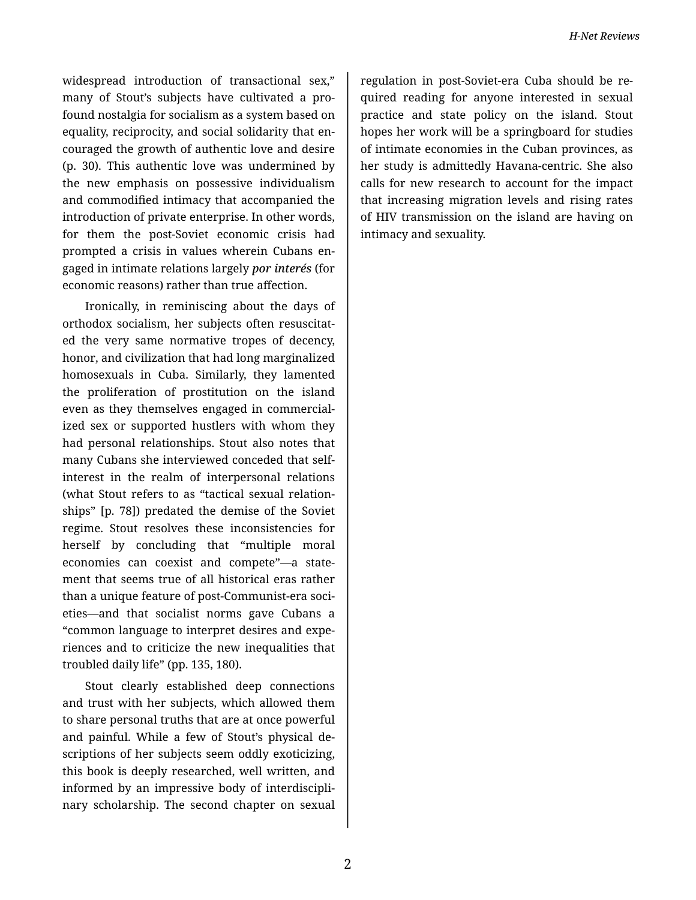widespread introduction of transactional sex," many of Stout's subjects have cultivated a profound nostalgia for socialism as a system based on equality, reciprocity, and social solidarity that encouraged the growth of authentic love and desire (p. 30). This authentic love was undermined by the new emphasis on possessive individualism and commodified intimacy that accompanied the introduction of private enterprise. In other words, for them the post-Soviet economic crisis had prompted a crisis in values wherein Cubans engaged in intimate relations largely ***por interés*** (for economic reasons) rather than true affection.

Ironically, in reminiscing about the days of orthodox socialism, her subjects often resuscitated the very same normative tropes of decency, honor, and civilization that had long marginalized homosexuals in Cuba. Similarly, they lamented the proliferation of prostitution on the island even as they themselves engaged in commercialized sex or supported hustlers with whom they had personal relationships. Stout also notes that many Cubans she interviewed conceded that self-interest in the realm of interpersonal relations (what Stout refers to as "tactical sexual relationships" [p. 78]) predated the demise of the Soviet regime. Stout resolves these inconsistencies for herself by concluding that "multiple moral economies can coexist and compete"—a statement that seems true of all historical eras rather than a unique feature of post-Communist-era societies—and that socialist norms gave Cubans a "common language to interpret desires and experiences and to criticize the new inequalities that troubled daily life" (pp. 135, 180).

Stout clearly established deep connections and trust with her subjects, which allowed them to share personal truths that are at once powerful and painful. While a few of Stout's physical descriptions of her subjects seem oddly exoticizing, this book is deeply researched, well written, and informed by an impressive body of interdisciplinary scholarship. The second chapter on sexual regulation in post-Soviet-era Cuba should be required reading for anyone interested in sexual practice and state policy on the island. Stout hopes her work will be a springboard for studies of intimate economies in the Cuban provinces, as her study is admittedly Havana-centric. She also calls for new research to account for the impact that increasing migration levels and rising rates of HIV transmission on the island are having on intimacy and sexuality.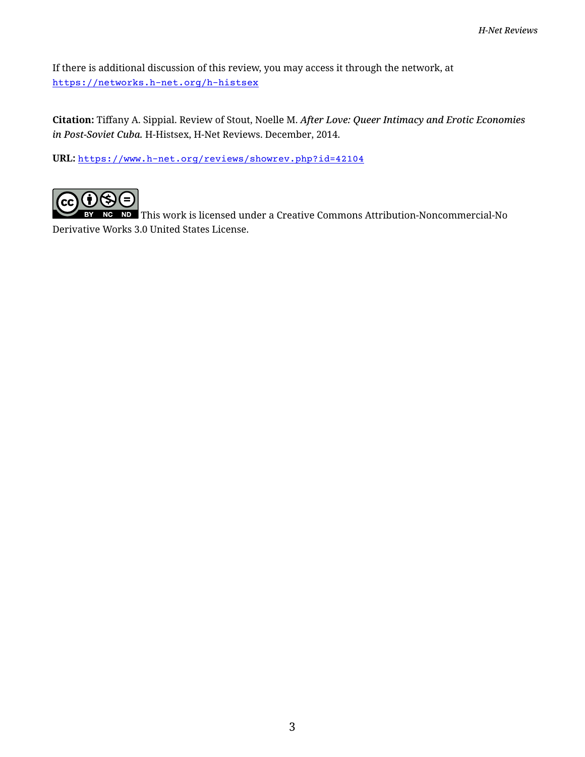If there is additional discussion of this review, you may access it through the network, at https://networks.h-net.org/h-histsex

**Citation:** Tiffany A. Sippial. Review of Stout, Noelle M. *After Love: Queer Intimacy and Erotic Economies in Post-Soviet Cuba.* H-Histsex, H-Net Reviews. December, 2014.

**URL:** https://www.h-net.org/reviews/showrev.php?id=42104

This work is licensed under a Creative Commons Attribution-Noncommercial-No Derivative Works 3.0 United States License.